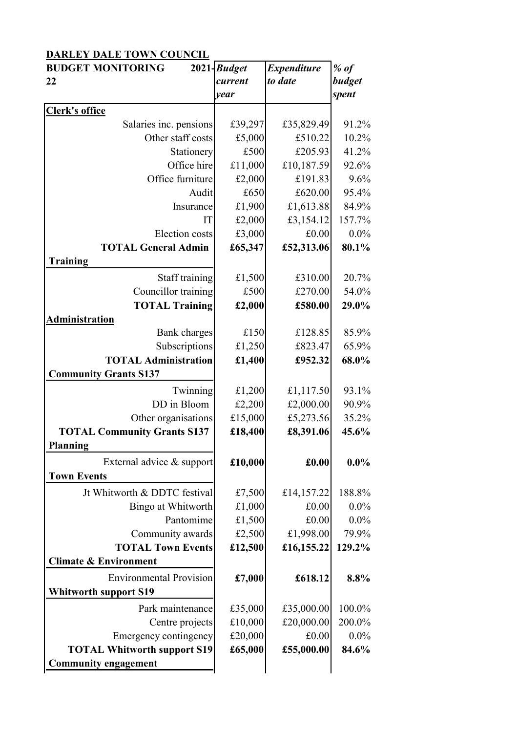**DARLEY DALE TOWN COUNCIL**

| **BUDGET MONITORING 2021-22** | ***Budget current year*** | ***Expenditure to date*** | ***% of budget spent*** |
|---|---|---|---|
| **Clerk's office** | | | |
| Salaries inc. pensions | £39,297 | £35,829.49 | 91.2% |
| Other staff costs | £5,000 | £510.22 | 10.2% |
| Stationery | £500 | £205.93 | 41.2% |
| Office hire | £11,000 | £10,187.59 | 92.6% |
| Office furniture | £2,000 | £191.83 | 9.6% |
| Audit | £650 | £620.00 | 95.4% |
| Insurance | £1,900 | £1,613.88 | 84.9% |
| IT | £2,000 | £3,154.12 | 157.7% |
| Election costs | £3,000 | £0.00 | 0.0% |
| **TOTAL General Admin** | **£65,347** | **£52,313.06** | **80.1%** |
| **Training** | | | |
| Staff training | £1,500 | £310.00 | 20.7% |
| Councillor training | £500 | £270.00 | 54.0% |
| **TOTAL Training** | **£2,000** | **£580.00** | **29.0%** |
| **Administration** | | | |
| Bank charges | £150 | £128.85 | 85.9% |
| Subscriptions | £1,250 | £823.47 | 65.9% |
| **TOTAL Administration** | **£1,400** | **£952.32** | **68.0%** |
| **Community Grants S137** | | | |
| Twinning | £1,200 | £1,117.50 | 93.1% |
| DD in Bloom | £2,200 | £2,000.00 | 90.9% |
| Other organisations | £15,000 | £5,273.56 | 35.2% |
| **TOTAL Community Grants S137** | **£18,400** | **£8,391.06** | **45.6%** |
| **Planning** | | | |
| External advice & support | **£10,000** | **£0.00** | **0.0%** |
| **Town Events** | | | |
| Jt Whitworth & DDTC festival | £7,500 | £14,157.22 | 188.8% |
| Bingo at Whitworth | £1,000 | £0.00 | 0.0% |
| Pantomime | £1,500 | £0.00 | 0.0% |
| Community awards | £2,500 | £1,998.00 | 79.9% |
| **TOTAL Town Events** | **£12,500** | **£16,155.22** | **129.2%** |
| **Climate & Environment** | | | |
| Environmental Provision | **£7,000** | **£618.12** | **8.8%** |
| **Whitworth support S19** | | | |
| Park maintenance | £35,000 | £35,000.00 | 100.0% |
| Centre projects | £10,000 | £20,000.00 | 200.0% |
| Emergency contingency | £20,000 | £0.00 | 0.0% |
| **TOTAL Whitworth support S19** | **£65,000** | **£55,000.00** | **84.6%** |
| **Community engagement** | | | |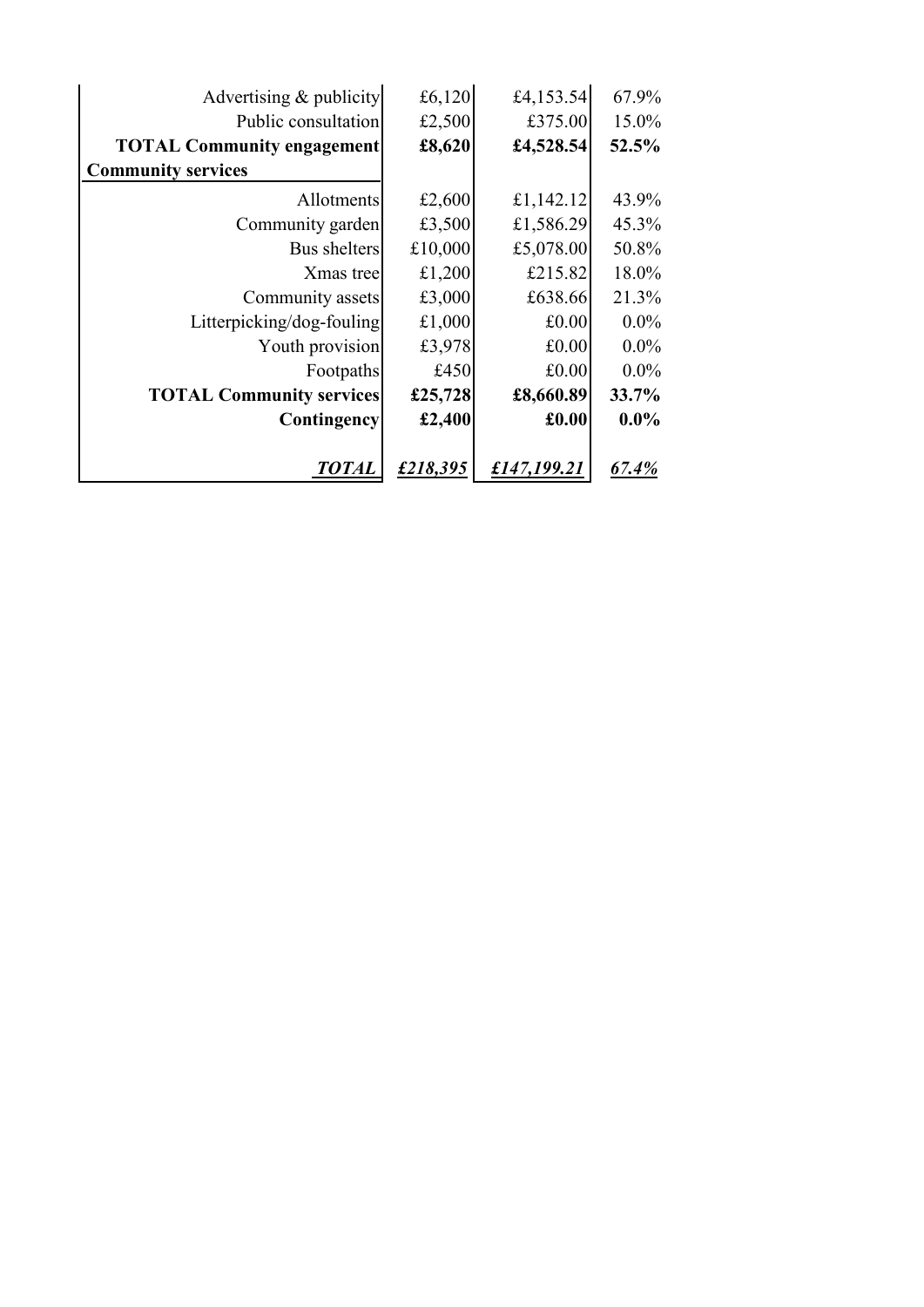| | | | |
|---|---|---|---|
| Advertising & publicity | £6,120 | £4,153.54 | 67.9% |
| Public consultation | £2,500 | £375.00 | 15.0% |
| **TOTAL Community engagement** | **£8,620** | **£4,528.54** | **52.5%** |
| **Community services** | | | |
| Allotments | £2,600 | £1,142.12 | 43.9% |
| Community garden | £3,500 | £1,586.29 | 45.3% |
| Bus shelters | £10,000 | £5,078.00 | 50.8% |
| Xmas tree | £1,200 | £215.82 | 18.0% |
| Community assets | £3,000 | £638.66 | 21.3% |
| Litterpicking/dog-fouling | £1,000 | £0.00 | 0.0% |
| Youth provision | £3,978 | £0.00 | 0.0% |
| Footpaths | £450 | £0.00 | 0.0% |
| **TOTAL Community services** | **£25,728** | **£8,660.89** | **33.7%** |
| **Contingency** | **£2,400** | **£0.00** | **0.0%** |
| ***TOTAL*** | ***£218,395*** | ***£147,199.21*** | ***67.4%*** |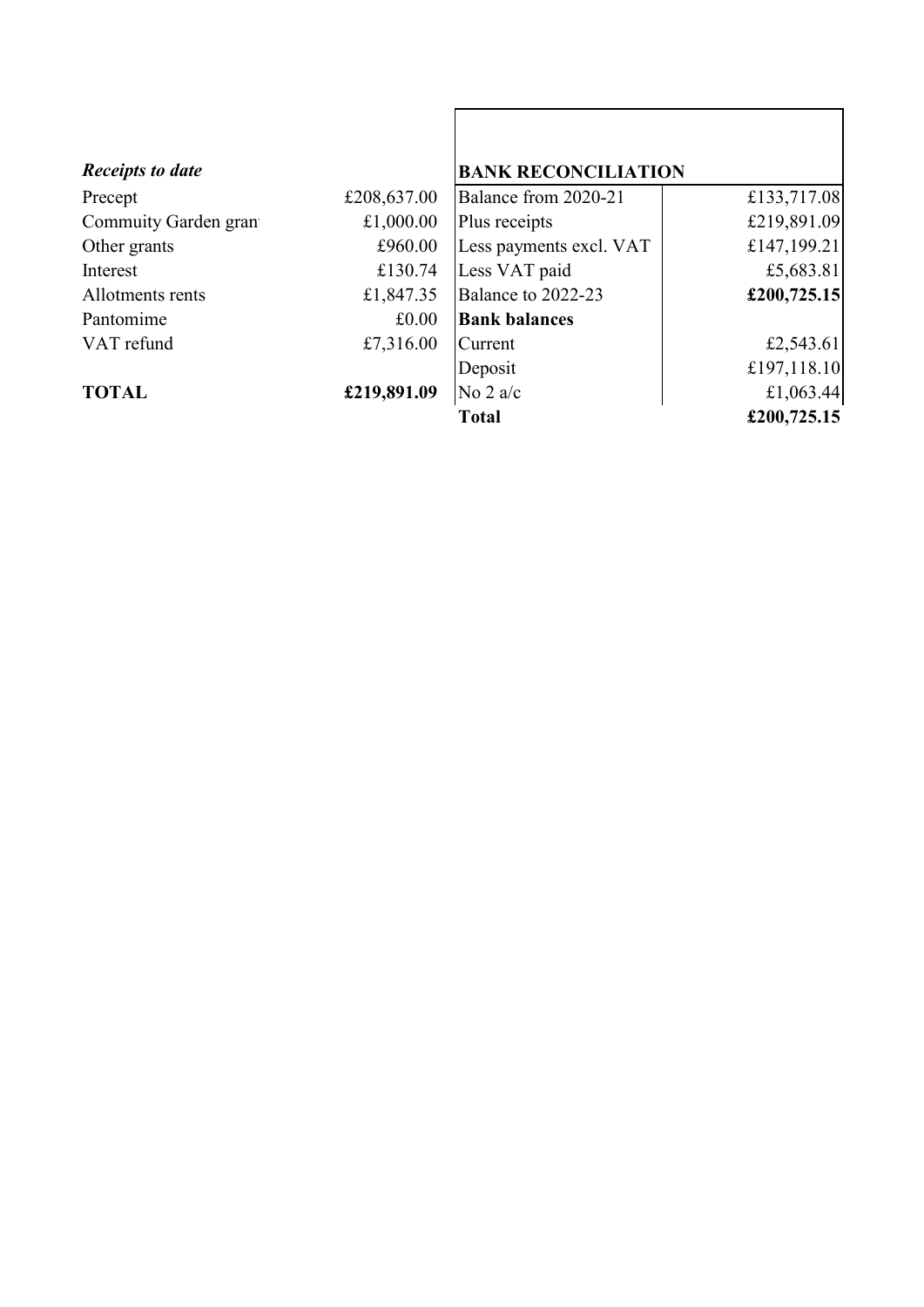| *Receipts to date* | | **BANK RECONCILIATION** | |
|---|---|---|---|
| Precept | £208,637.00 | Balance from 2020-21 | £133,717.08 |
| Commuity Garden gran | £1,000.00 | Plus receipts | £219,891.09 |
| Other grants | £960.00 | Less payments excl. VAT | £147,199.21 |
| Interest | £130.74 | Less VAT paid | £5,683.81 |
| Allotments rents | £1,847.35 | Balance to 2022-23 | **£200,725.15** |
| Pantomime | £0.00 | **Bank balances** | |
| VAT refund | £7,316.00 | Current | £2,543.61 |
| | | Deposit | £197,118.10 |
| **TOTAL** | **£219,891.09** | No 2 a/c | £1,063.44 |
| | | **Total** | **£200,725.15** |